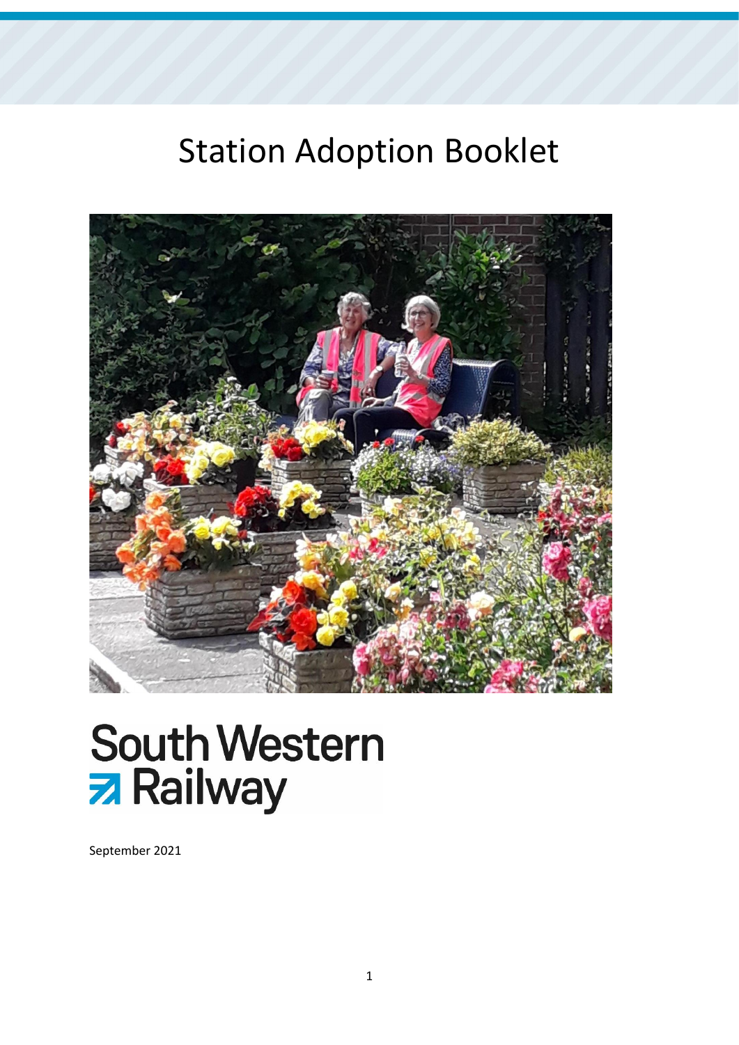# Station Adoption Booklet

South Western Railway

September 2021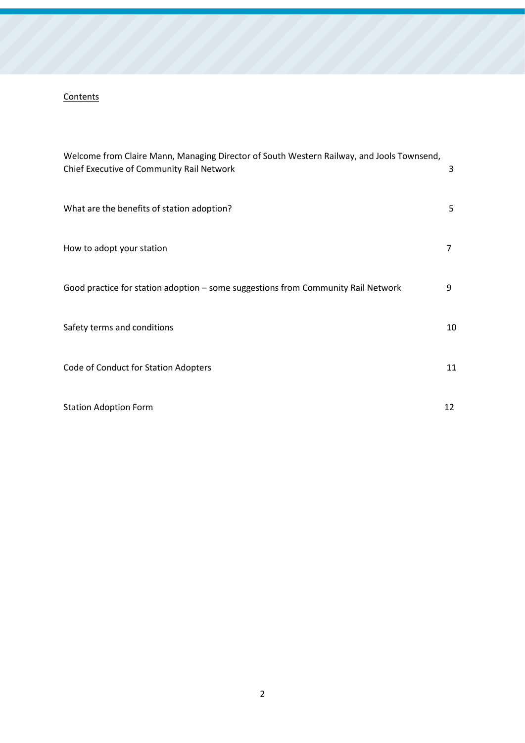Contents

| | |
|---|---|
| Welcome from Claire Mann, Managing Director of South Western Railway, and Jools Townsend, Chief Executive of Community Rail Network | 3 |
| What are the benefits of station adoption? | 5 |
| How to adopt your station | 7 |
| Good practice for station adoption – some suggestions from Community Rail Network | 9 |
| Safety terms and conditions | 10 |
| Code of Conduct for Station Adopters | 11 |
| Station Adoption Form | 12 |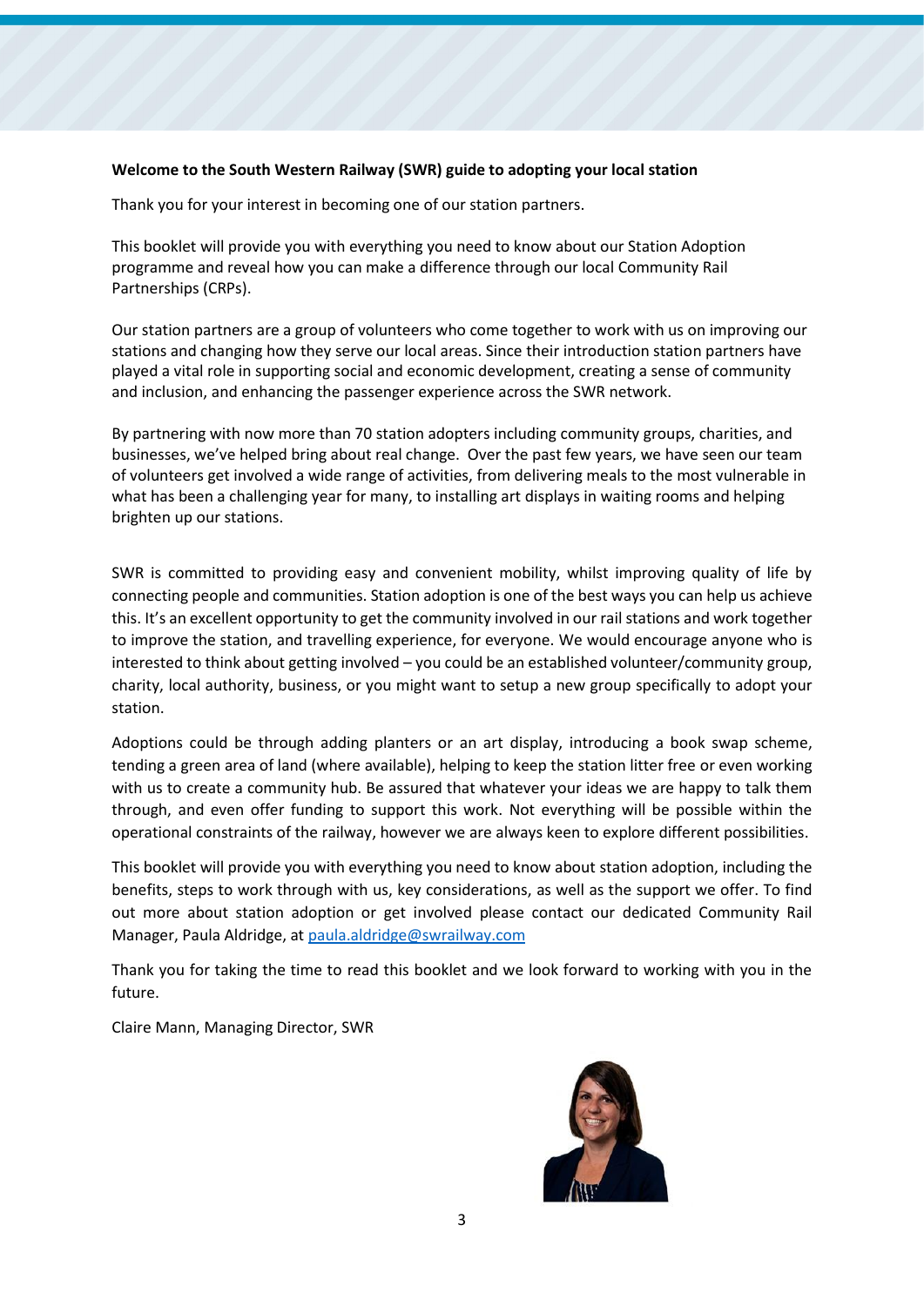**Welcome to the South Western Railway (SWR) guide to adopting your local station**

Thank you for your interest in becoming one of our station partners.

This booklet will provide you with everything you need to know about our Station Adoption programme and reveal how you can make a difference through our local Community Rail Partnerships (CRPs).

Our station partners are a group of volunteers who come together to work with us on improving our stations and changing how they serve our local areas. Since their introduction station partners have played a vital role in supporting social and economic development, creating a sense of community and inclusion, and enhancing the passenger experience across the SWR network.

By partnering with now more than 70 station adopters including community groups, charities, and businesses, we've helped bring about real change. Over the past few years, we have seen our team of volunteers get involved a wide range of activities, from delivering meals to the most vulnerable in what has been a challenging year for many, to installing art displays in waiting rooms and helping brighten up our stations.

SWR is committed to providing easy and convenient mobility, whilst improving quality of life by connecting people and communities. Station adoption is one of the best ways you can help us achieve this. It's an excellent opportunity to get the community involved in our rail stations and work together to improve the station, and travelling experience, for everyone. We would encourage anyone who is interested to think about getting involved – you could be an established volunteer/community group, charity, local authority, business, or you might want to setup a new group specifically to adopt your station.

Adoptions could be through adding planters or an art display, introducing a book swap scheme, tending a green area of land (where available), helping to keep the station litter free or even working with us to create a community hub. Be assured that whatever your ideas we are happy to talk them through, and even offer funding to support this work. Not everything will be possible within the operational constraints of the railway, however we are always keen to explore different possibilities.

This booklet will provide you with everything you need to know about station adoption, including the benefits, steps to work through with us, key considerations, as well as the support we offer. To find out more about station adoption or get involved please contact our dedicated Community Rail Manager, Paula Aldridge, at paula.aldridge@swrailway.com

Thank you for taking the time to read this booklet and we look forward to working with you in the future.

Claire Mann, Managing Director, SWR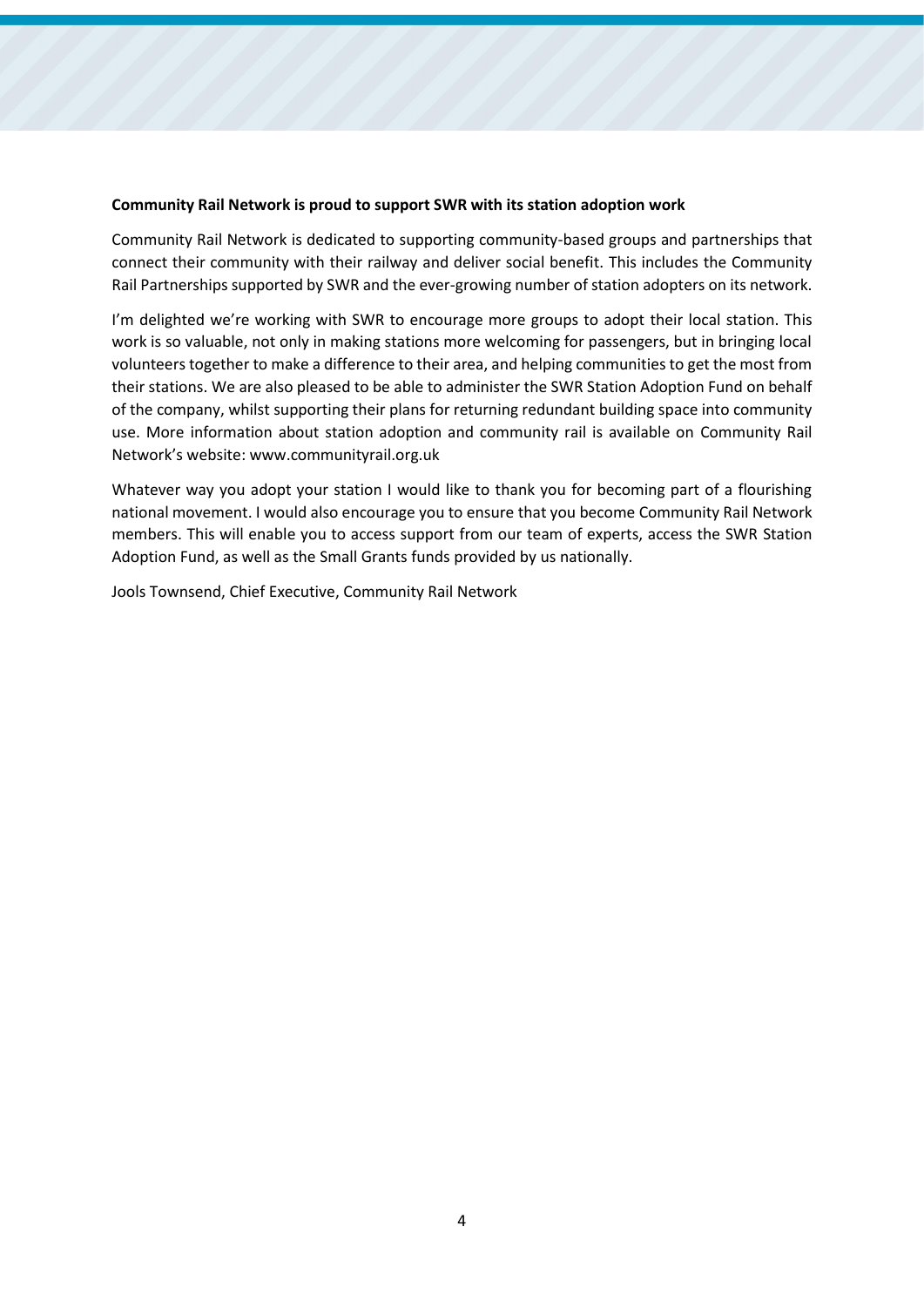**Community Rail Network is proud to support SWR with its station adoption work**

Community Rail Network is dedicated to supporting community-based groups and partnerships that connect their community with their railway and deliver social benefit. This includes the Community Rail Partnerships supported by SWR and the ever-growing number of station adopters on its network.

I'm delighted we're working with SWR to encourage more groups to adopt their local station. This work is so valuable, not only in making stations more welcoming for passengers, but in bringing local volunteers together to make a difference to their area, and helping communities to get the most from their stations. We are also pleased to be able to administer the SWR Station Adoption Fund on behalf of the company, whilst supporting their plans for returning redundant building space into community use. More information about station adoption and community rail is available on Community Rail Network's website: www.communityrail.org.uk

Whatever way you adopt your station I would like to thank you for becoming part of a flourishing national movement. I would also encourage you to ensure that you become Community Rail Network members. This will enable you to access support from our team of experts, access the SWR Station Adoption Fund, as well as the Small Grants funds provided by us nationally.

Jools Townsend, Chief Executive, Community Rail Network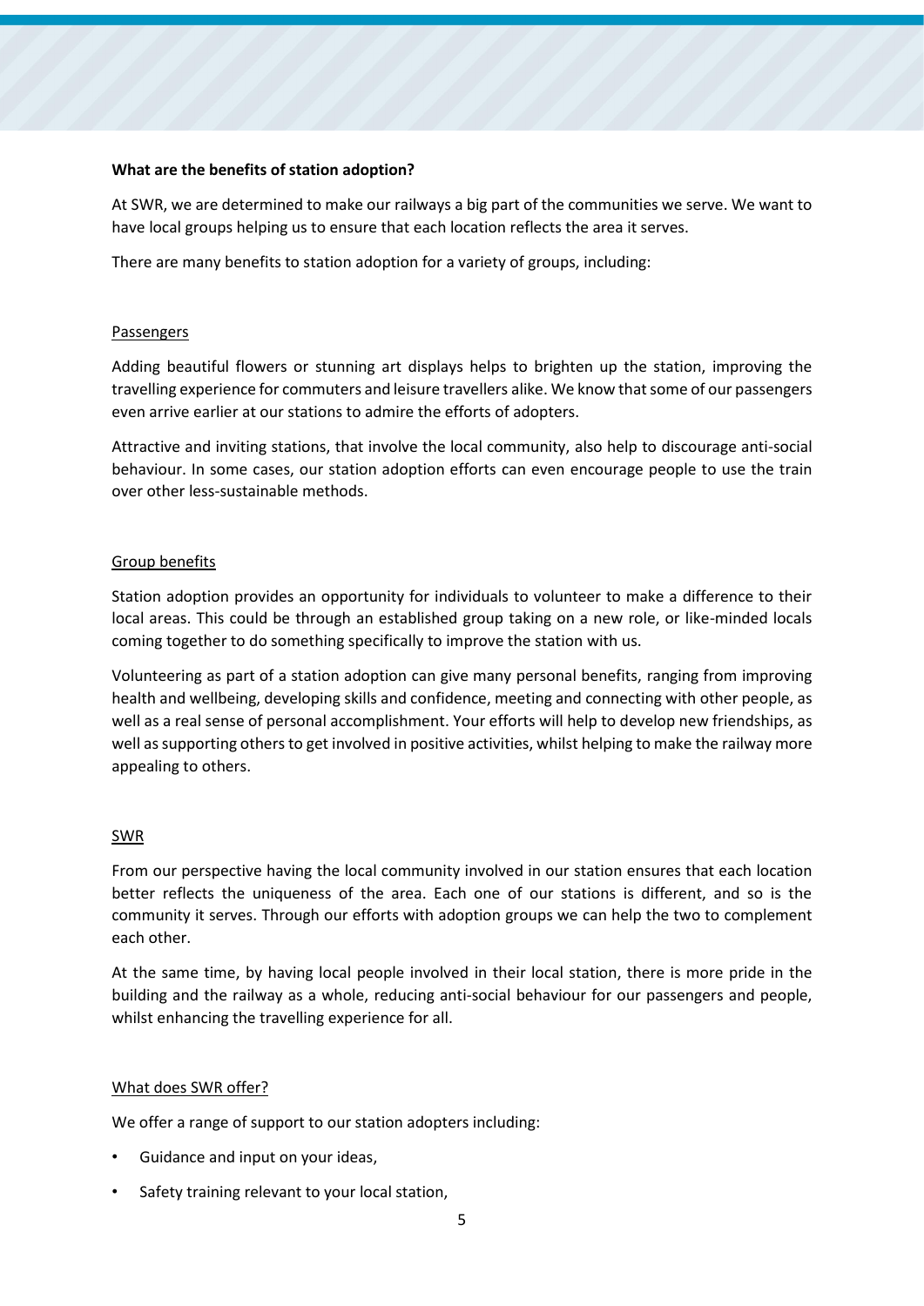**What are the benefits of station adoption?**

At SWR, we are determined to make our railways a big part of the communities we serve. We want to have local groups helping us to ensure that each location reflects the area it serves.

There are many benefits to station adoption for a variety of groups, including:

Passengers

Adding beautiful flowers or stunning art displays helps to brighten up the station, improving the travelling experience for commuters and leisure travellers alike. We know that some of our passengers even arrive earlier at our stations to admire the efforts of adopters.

Attractive and inviting stations, that involve the local community, also help to discourage anti-social behaviour. In some cases, our station adoption efforts can even encourage people to use the train over other less-sustainable methods.

Group benefits

Station adoption provides an opportunity for individuals to volunteer to make a difference to their local areas. This could be through an established group taking on a new role, or like-minded locals coming together to do something specifically to improve the station with us.

Volunteering as part of a station adoption can give many personal benefits, ranging from improving health and wellbeing, developing skills and confidence, meeting and connecting with other people, as well as a real sense of personal accomplishment. Your efforts will help to develop new friendships, as well as supporting others to get involved in positive activities, whilst helping to make the railway more appealing to others.

SWR

From our perspective having the local community involved in our station ensures that each location better reflects the uniqueness of the area. Each one of our stations is different, and so is the community it serves. Through our efforts with adoption groups we can help the two to complement each other.

At the same time, by having local people involved in their local station, there is more pride in the building and the railway as a whole, reducing anti-social behaviour for our passengers and people, whilst enhancing the travelling experience for all.

What does SWR offer?

We offer a range of support to our station adopters including:

- Guidance and input on your ideas,
- Safety training relevant to your local station,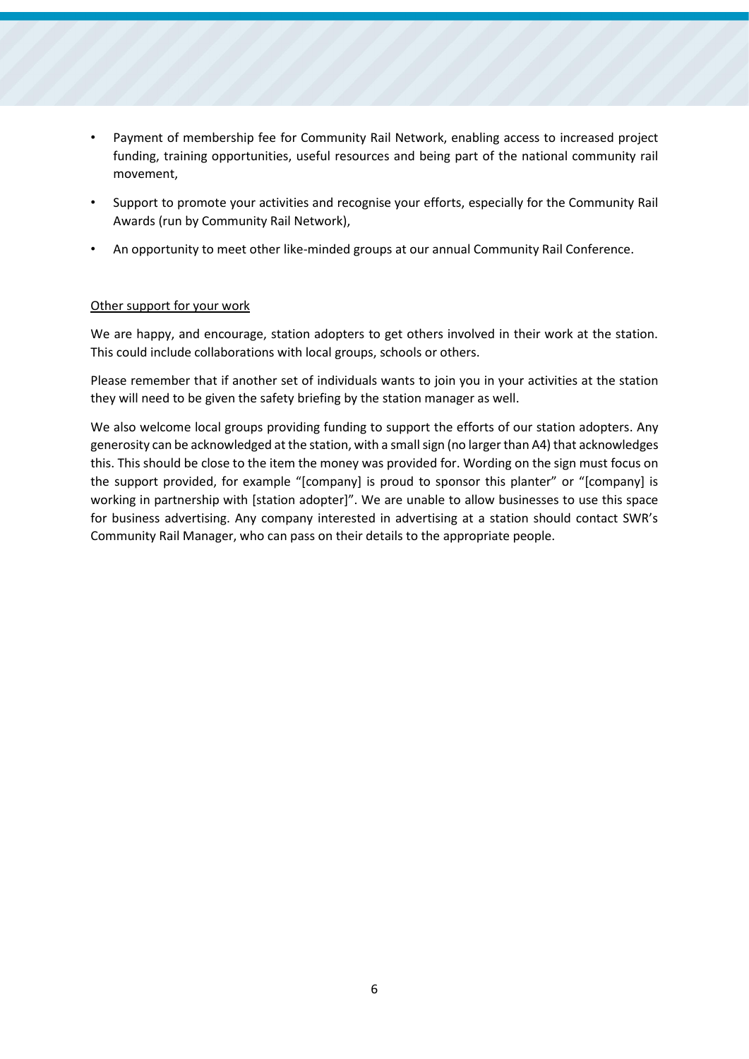- Payment of membership fee for Community Rail Network, enabling access to increased project funding, training opportunities, useful resources and being part of the national community rail movement,
- Support to promote your activities and recognise your efforts, especially for the Community Rail Awards (run by Community Rail Network),
- An opportunity to meet other like-minded groups at our annual Community Rail Conference.

<u>Other support for your work</u>

We are happy, and encourage, station adopters to get others involved in their work at the station. This could include collaborations with local groups, schools or others.

Please remember that if another set of individuals wants to join you in your activities at the station they will need to be given the safety briefing by the station manager as well.

We also welcome local groups providing funding to support the efforts of our station adopters. Any generosity can be acknowledged at the station, with a small sign (no larger than A4) that acknowledges this. This should be close to the item the money was provided for. Wording on the sign must focus on the support provided, for example "[company] is proud to sponsor this planter" or "[company] is working in partnership with [station adopter]". We are unable to allow businesses to use this space for business advertising. Any company interested in advertising at a station should contact SWR's Community Rail Manager, who can pass on their details to the appropriate people.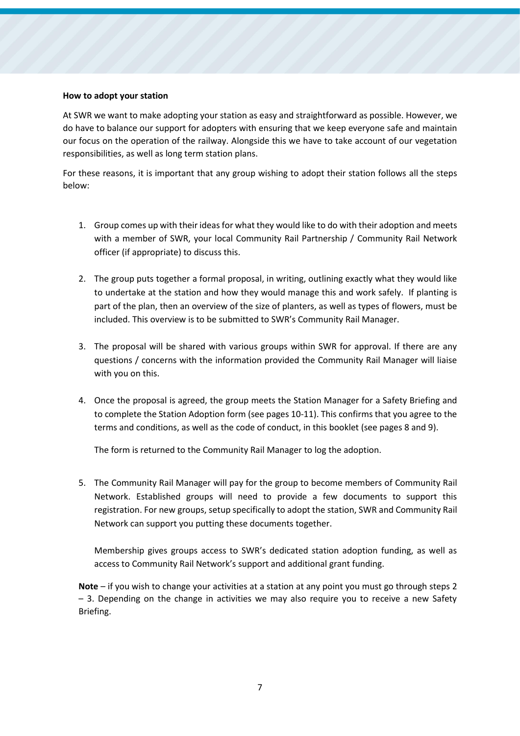**How to adopt your station**

At SWR we want to make adopting your station as easy and straightforward as possible. However, we do have to balance our support for adopters with ensuring that we keep everyone safe and maintain our focus on the operation of the railway. Alongside this we have to take account of our vegetation responsibilities, as well as long term station plans.

For these reasons, it is important that any group wishing to adopt their station follows all the steps below:

1. Group comes up with their ideas for what they would like to do with their adoption and meets with a member of SWR, your local Community Rail Partnership / Community Rail Network officer (if appropriate) to discuss this.

2. The group puts together a formal proposal, in writing, outlining exactly what they would like to undertake at the station and how they would manage this and work safely. If planting is part of the plan, then an overview of the size of planters, as well as types of flowers, must be included. This overview is to be submitted to SWR's Community Rail Manager.

3. The proposal will be shared with various groups within SWR for approval. If there are any questions / concerns with the information provided the Community Rail Manager will liaise with you on this.

4. Once the proposal is agreed, the group meets the Station Manager for a Safety Briefing and to complete the Station Adoption form (see pages 10-11). This confirms that you agree to the terms and conditions, as well as the code of conduct, in this booklet (see pages 8 and 9).

   The form is returned to the Community Rail Manager to log the adoption.

5. The Community Rail Manager will pay for the group to become members of Community Rail Network. Established groups will need to provide a few documents to support this registration. For new groups, setup specifically to adopt the station, SWR and Community Rail Network can support you putting these documents together.

   Membership gives groups access to SWR's dedicated station adoption funding, as well as access to Community Rail Network's support and additional grant funding.

**Note** – if you wish to change your activities at a station at any point you must go through steps 2 – 3. Depending on the change in activities we may also require you to receive a new Safety Briefing.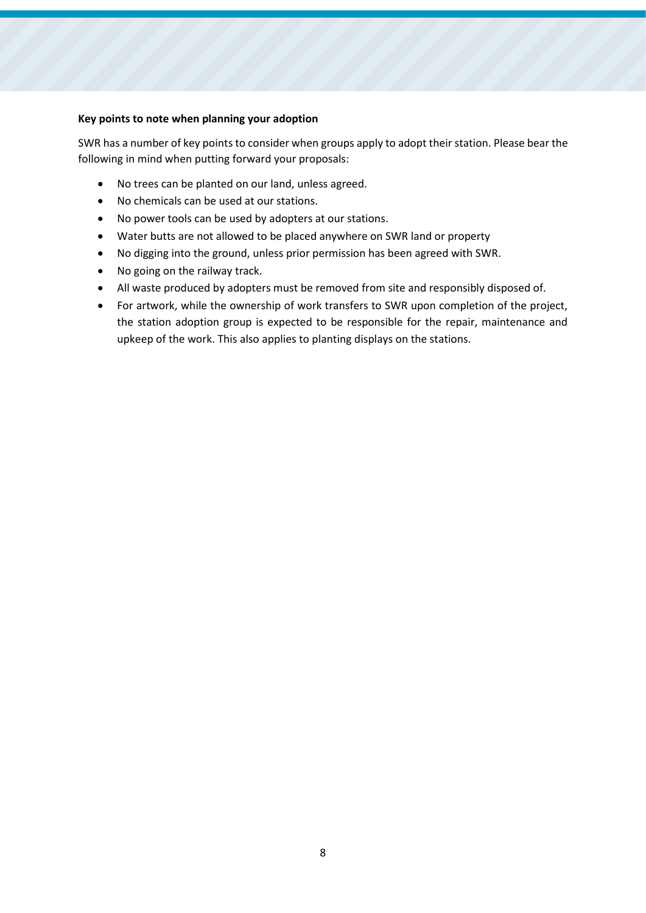**Key points to note when planning your adoption**

SWR has a number of key points to consider when groups apply to adopt their station. Please bear the following in mind when putting forward your proposals:

- No trees can be planted on our land, unless agreed.
- No chemicals can be used at our stations.
- No power tools can be used by adopters at our stations.
- Water butts are not allowed to be placed anywhere on SWR land or property
- No digging into the ground, unless prior permission has been agreed with SWR.
- No going on the railway track.
- All waste produced by adopters must be removed from site and responsibly disposed of.
- For artwork, while the ownership of work transfers to SWR upon completion of the project, the station adoption group is expected to be responsible for the repair, maintenance and upkeep of the work. This also applies to planting displays on the stations.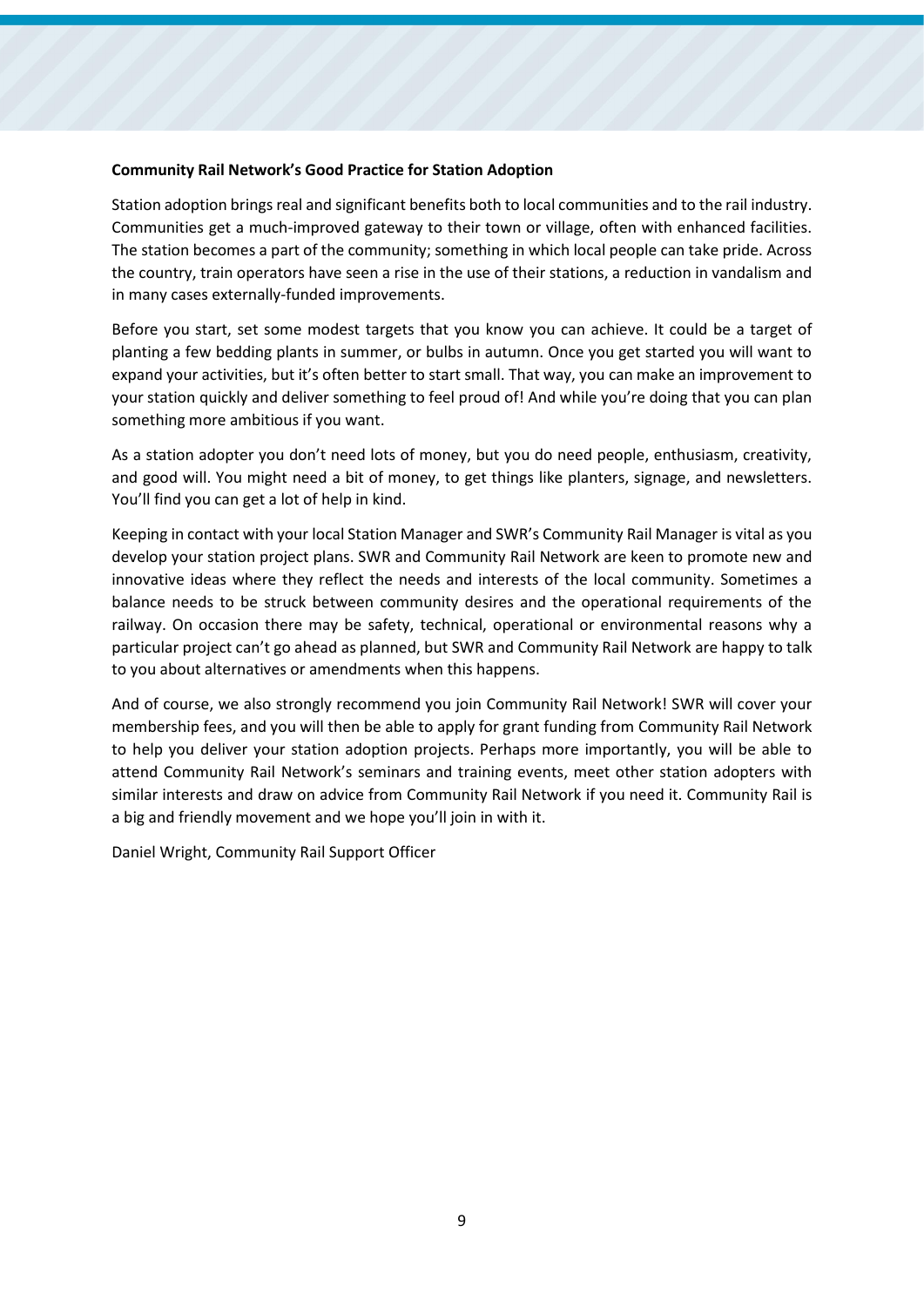**Community Rail Network's Good Practice for Station Adoption**

Station adoption brings real and significant benefits both to local communities and to the rail industry. Communities get a much-improved gateway to their town or village, often with enhanced facilities. The station becomes a part of the community; something in which local people can take pride. Across the country, train operators have seen a rise in the use of their stations, a reduction in vandalism and in many cases externally-funded improvements.

Before you start, set some modest targets that you know you can achieve. It could be a target of planting a few bedding plants in summer, or bulbs in autumn. Once you get started you will want to expand your activities, but it's often better to start small. That way, you can make an improvement to your station quickly and deliver something to feel proud of! And while you're doing that you can plan something more ambitious if you want.

As a station adopter you don't need lots of money, but you do need people, enthusiasm, creativity, and good will. You might need a bit of money, to get things like planters, signage, and newsletters. You'll find you can get a lot of help in kind.

Keeping in contact with your local Station Manager and SWR's Community Rail Manager is vital as you develop your station project plans. SWR and Community Rail Network are keen to promote new and innovative ideas where they reflect the needs and interests of the local community. Sometimes a balance needs to be struck between community desires and the operational requirements of the railway. On occasion there may be safety, technical, operational or environmental reasons why a particular project can't go ahead as planned, but SWR and Community Rail Network are happy to talk to you about alternatives or amendments when this happens.

And of course, we also strongly recommend you join Community Rail Network! SWR will cover your membership fees, and you will then be able to apply for grant funding from Community Rail Network to help you deliver your station adoption projects. Perhaps more importantly, you will be able to attend Community Rail Network's seminars and training events, meet other station adopters with similar interests and draw on advice from Community Rail Network if you need it. Community Rail is a big and friendly movement and we hope you'll join in with it.

Daniel Wright, Community Rail Support Officer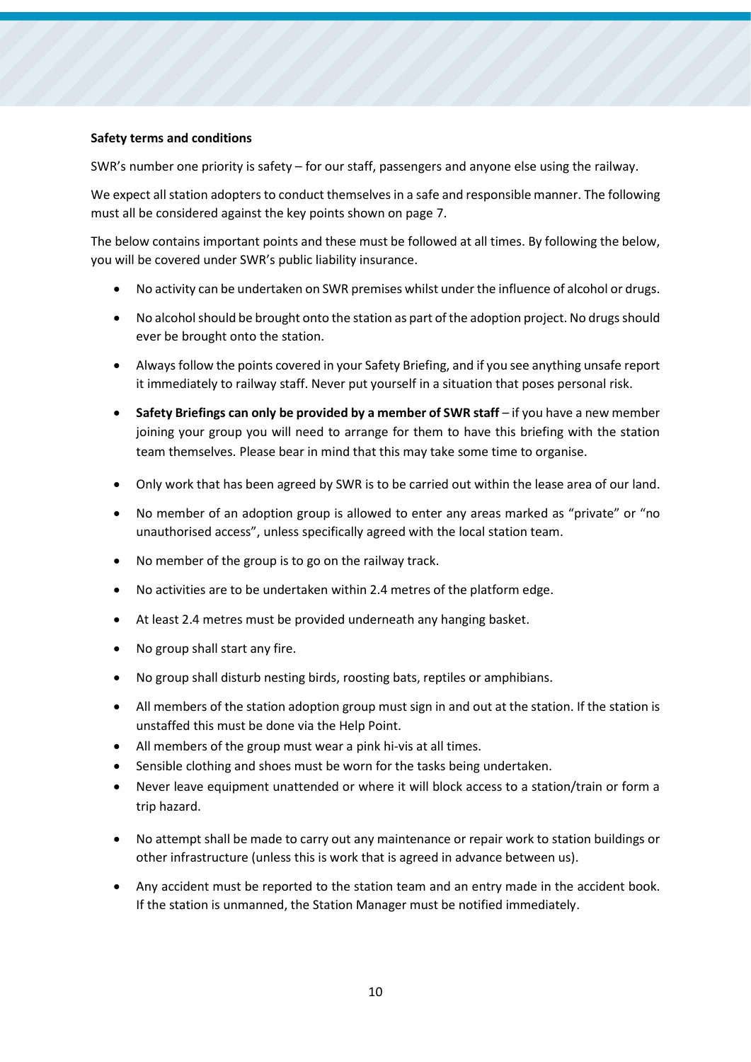**Safety terms and conditions**

SWR's number one priority is safety – for our staff, passengers and anyone else using the railway.

We expect all station adopters to conduct themselves in a safe and responsible manner. The following must all be considered against the key points shown on page 7.

The below contains important points and these must be followed at all times. By following the below, you will be covered under SWR's public liability insurance.

- No activity can be undertaken on SWR premises whilst under the influence of alcohol or drugs.
- No alcohol should be brought onto the station as part of the adoption project. No drugs should ever be brought onto the station.
- Always follow the points covered in your Safety Briefing, and if you see anything unsafe report it immediately to railway staff. Never put yourself in a situation that poses personal risk.
- **Safety Briefings can only be provided by a member of SWR staff** – if you have a new member joining your group you will need to arrange for them to have this briefing with the station team themselves. Please bear in mind that this may take some time to organise.
- Only work that has been agreed by SWR is to be carried out within the lease area of our land.
- No member of an adoption group is allowed to enter any areas marked as "private" or "no unauthorised access", unless specifically agreed with the local station team.
- No member of the group is to go on the railway track.
- No activities are to be undertaken within 2.4 metres of the platform edge.
- At least 2.4 metres must be provided underneath any hanging basket.
- No group shall start any fire.
- No group shall disturb nesting birds, roosting bats, reptiles or amphibians.
- All members of the station adoption group must sign in and out at the station. If the station is unstaffed this must be done via the Help Point.
- All members of the group must wear a pink hi-vis at all times.
- Sensible clothing and shoes must be worn for the tasks being undertaken.
- Never leave equipment unattended or where it will block access to a station/train or form a trip hazard.
- No attempt shall be made to carry out any maintenance or repair work to station buildings or other infrastructure (unless this is work that is agreed in advance between us).
- Any accident must be reported to the station team and an entry made in the accident book. If the station is unmanned, the Station Manager must be notified immediately.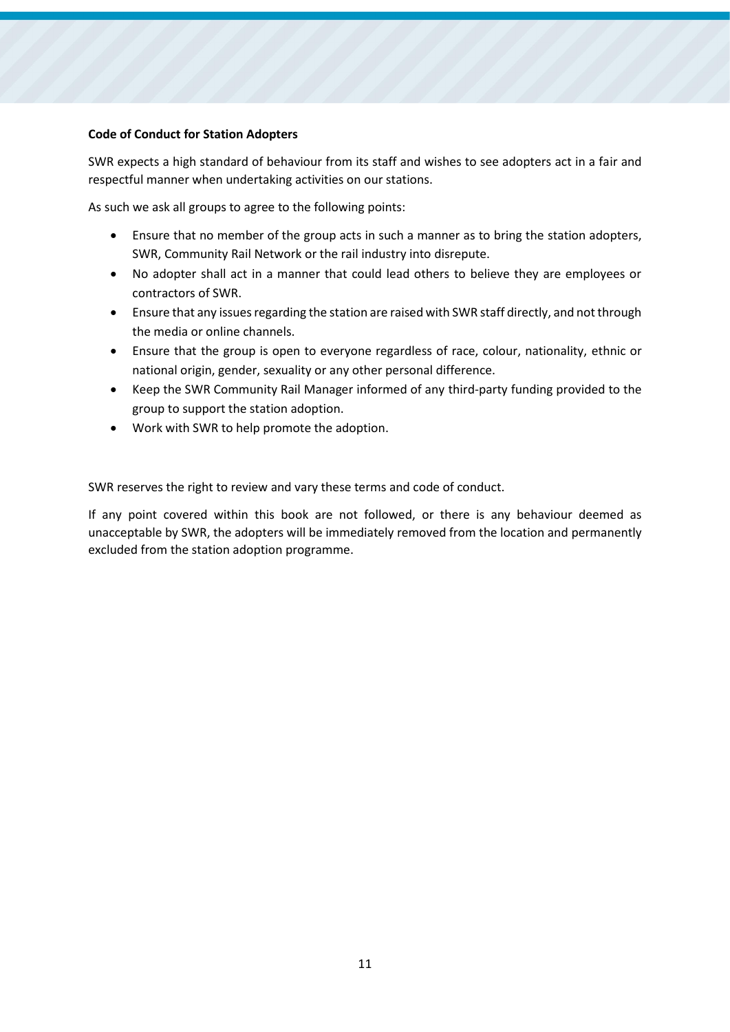**Code of Conduct for Station Adopters**

SWR expects a high standard of behaviour from its staff and wishes to see adopters act in a fair and respectful manner when undertaking activities on our stations.

As such we ask all groups to agree to the following points:

- Ensure that no member of the group acts in such a manner as to bring the station adopters, SWR, Community Rail Network or the rail industry into disrepute.
- No adopter shall act in a manner that could lead others to believe they are employees or contractors of SWR.
- Ensure that any issues regarding the station are raised with SWR staff directly, and not through the media or online channels.
- Ensure that the group is open to everyone regardless of race, colour, nationality, ethnic or national origin, gender, sexuality or any other personal difference.
- Keep the SWR Community Rail Manager informed of any third-party funding provided to the group to support the station adoption.
- Work with SWR to help promote the adoption.

SWR reserves the right to review and vary these terms and code of conduct.

If any point covered within this book are not followed, or there is any behaviour deemed as unacceptable by SWR, the adopters will be immediately removed from the location and permanently excluded from the station adoption programme.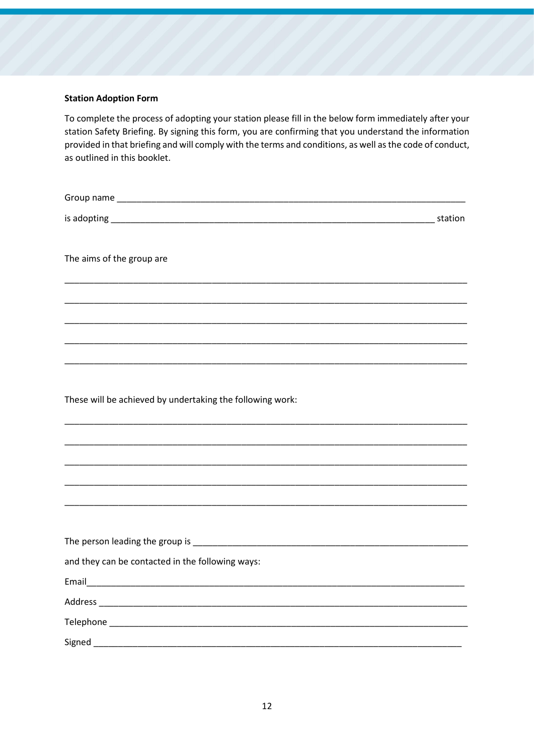**Station Adoption Form**

To complete the process of adopting your station please fill in the below form immediately after your station Safety Briefing. By signing this form, you are confirming that you understand the information provided in that briefing and will comply with the terms and conditions, as well as the code of conduct, as outlined in this booklet.

Group name ______________________________________________________________________

is adopting ___________________________________________________________ station

The aims of the group are

______________________________________________________________________________

______________________________________________________________________________

______________________________________________________________________________

______________________________________________________________________________

______________________________________________________________________________

These will be achieved by undertaking the following work:

______________________________________________________________________________

______________________________________________________________________________

______________________________________________________________________________

______________________________________________________________________________

______________________________________________________________________________

The person leading the group is ____________________________________________________

and they can be contacted in the following ways:

Email__________________________________________________________________________

Address ________________________________________________________________________

Telephone ______________________________________________________________________

Signed _________________________________________________________________________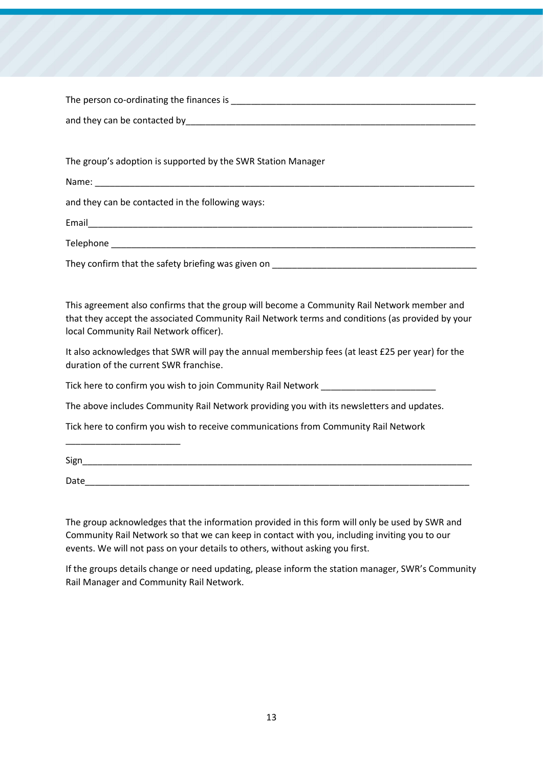The person co-ordinating the finances is ____________________________________________

and they can be contacted by________________________________________________________

The group's adoption is supported by the SWR Station Manager

Name: ______________________________________________________________________

and they can be contacted in the following ways:

Email_______________________________________________________________________

Telephone ___________________________________________________________________

They confirm that the safety briefing was given on _____________________________________

This agreement also confirms that the group will become a Community Rail Network member and that they accept the associated Community Rail Network terms and conditions (as provided by your local Community Rail Network officer).

It also acknowledges that SWR will pay the annual membership fees (at least £25 per year) for the duration of the current SWR franchise.

Tick here to confirm you wish to join Community Rail Network ______________________

The above includes Community Rail Network providing you with its newsletters and updates.

Tick here to confirm you wish to receive communications from Community Rail Network ______________________

Sign________________________________________________________________________

Date________________________________________________________________________

The group acknowledges that the information provided in this form will only be used by SWR and Community Rail Network so that we can keep in contact with you, including inviting you to our events. We will not pass on your details to others, without asking you first.

If the groups details change or need updating, please inform the station manager, SWR's Community Rail Manager and Community Rail Network.